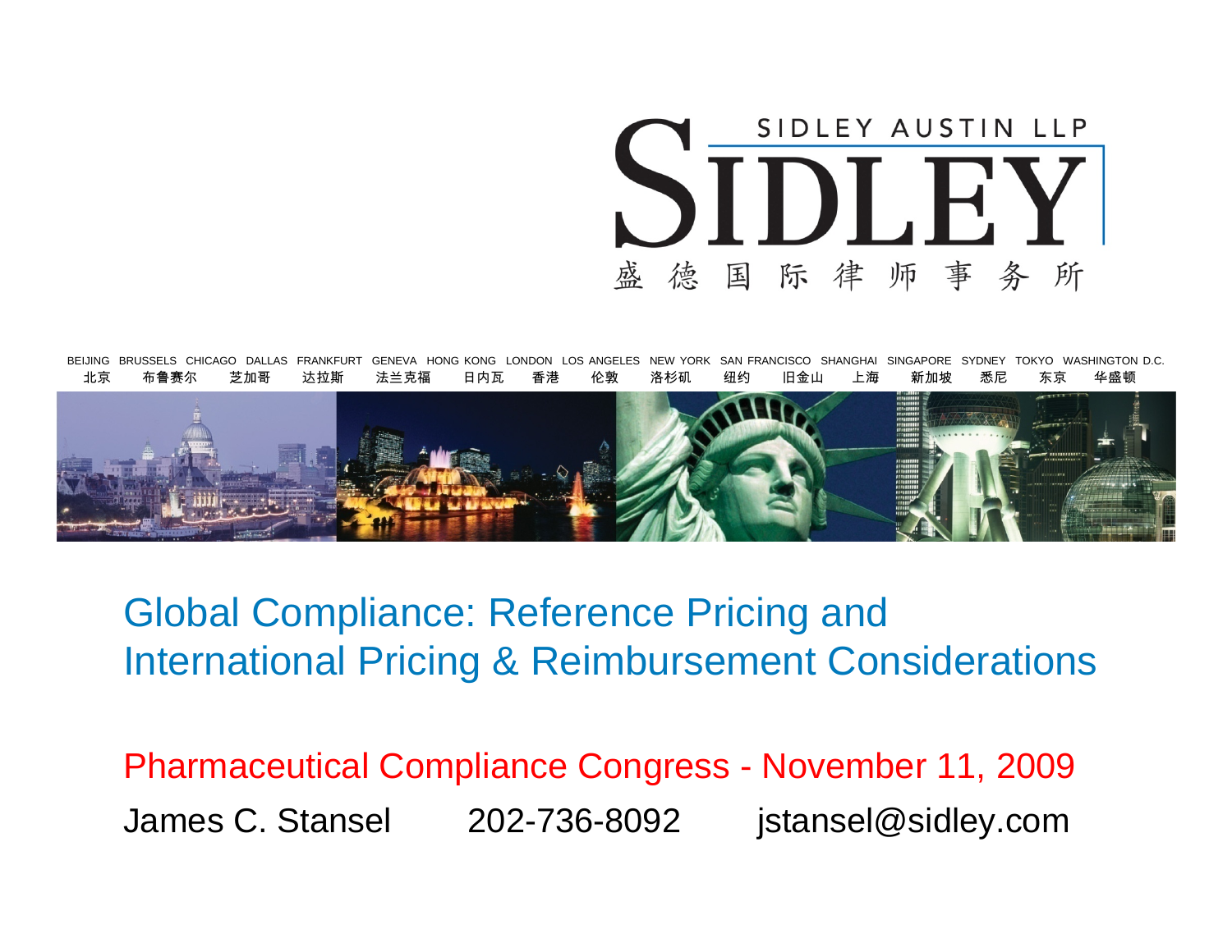SIDLEY AUSTIN LLP

SIDLEY

盛德国际律师事务所

BEIJING BRUSSELS CHICAGO DALLAS FRANKFURT GENEVA HONG KONG LONDON LOS ANGELES NEW YORK SAN FRANCISCO SHANGHAI SINGAPORE SYDNEY TOKYO WASHINGTON D.C.

北京 布鲁赛尔 芝加哥 达拉斯 法兰克福 日内瓦 香港 伦敦 洛杉矶 纽约 旧金山 上海 新加坡 悉尼 东京 华盛顿

# Global Compliance: Reference Pricing and International Pricing & Reimbursement Considerations

Pharmaceutical Compliance Congress - November 11, 2009

James C. Stansel 202-736-8092 jstansel@sidley.com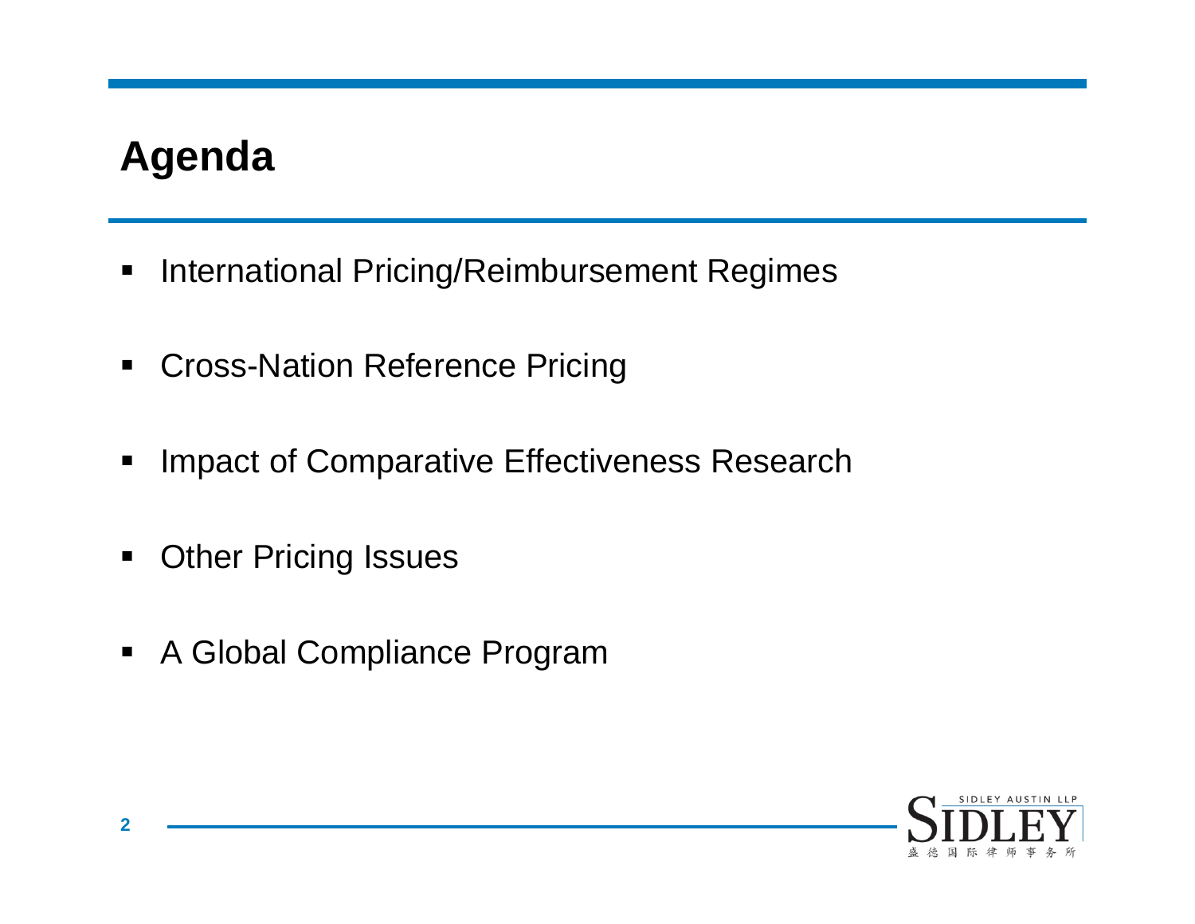# Agenda

- International Pricing/Reimbursement Regimes
- Cross-Nation Reference Pricing
- Impact of Comparative Effectiveness Research
- Other Pricing Issues
- A Global Compliance Program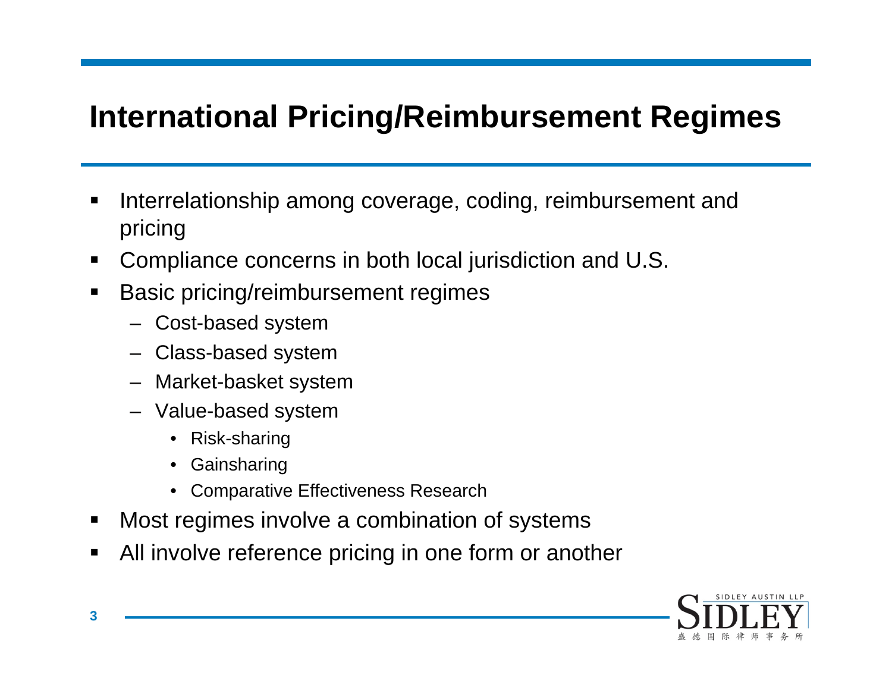# International Pricing/Reimbursement Regimes

- Interrelationship among coverage, coding, reimbursement and pricing
- Compliance concerns in both local jurisdiction and U.S.
- Basic pricing/reimbursement regimes
  - Cost-based system
  - Class-based system
  - Market-basket system
  - Value-based system
    - Risk-sharing
    - Gainsharing
    - Comparative Effectiveness Research
- Most regimes involve a combination of systems
- All involve reference pricing in one form or another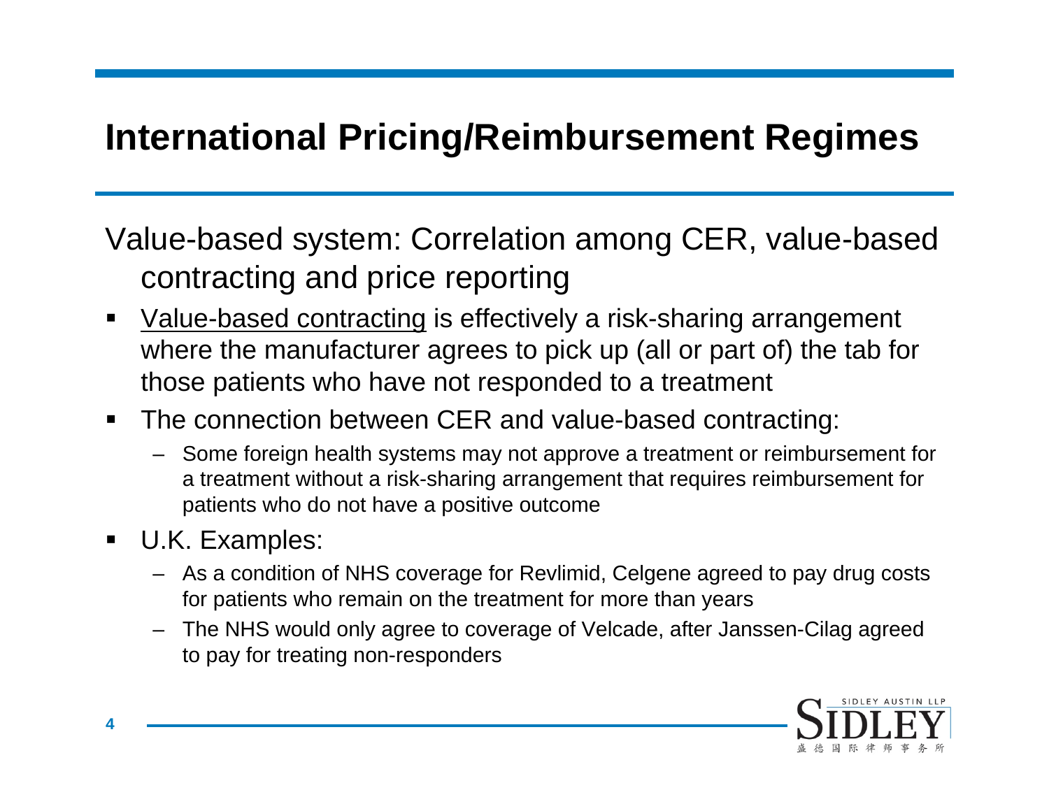# International Pricing/Reimbursement Regimes

Value-based system: Correlation among CER, value-based contracting and price reporting

- Value-based contracting is effectively a risk-sharing arrangement where the manufacturer agrees to pick up (all or part of) the tab for those patients who have not responded to a treatment
- The connection between CER and value-based contracting:
  - Some foreign health systems may not approve a treatment or reimbursement for a treatment without a risk-sharing arrangement that requires reimbursement for patients who do not have a positive outcome
- U.K. Examples:
  - As a condition of NHS coverage for Revlimid, Celgene agreed to pay drug costs for patients who remain on the treatment for more than years
  - The NHS would only agree to coverage of Velcade, after Janssen-Cilag agreed to pay for treating non-responders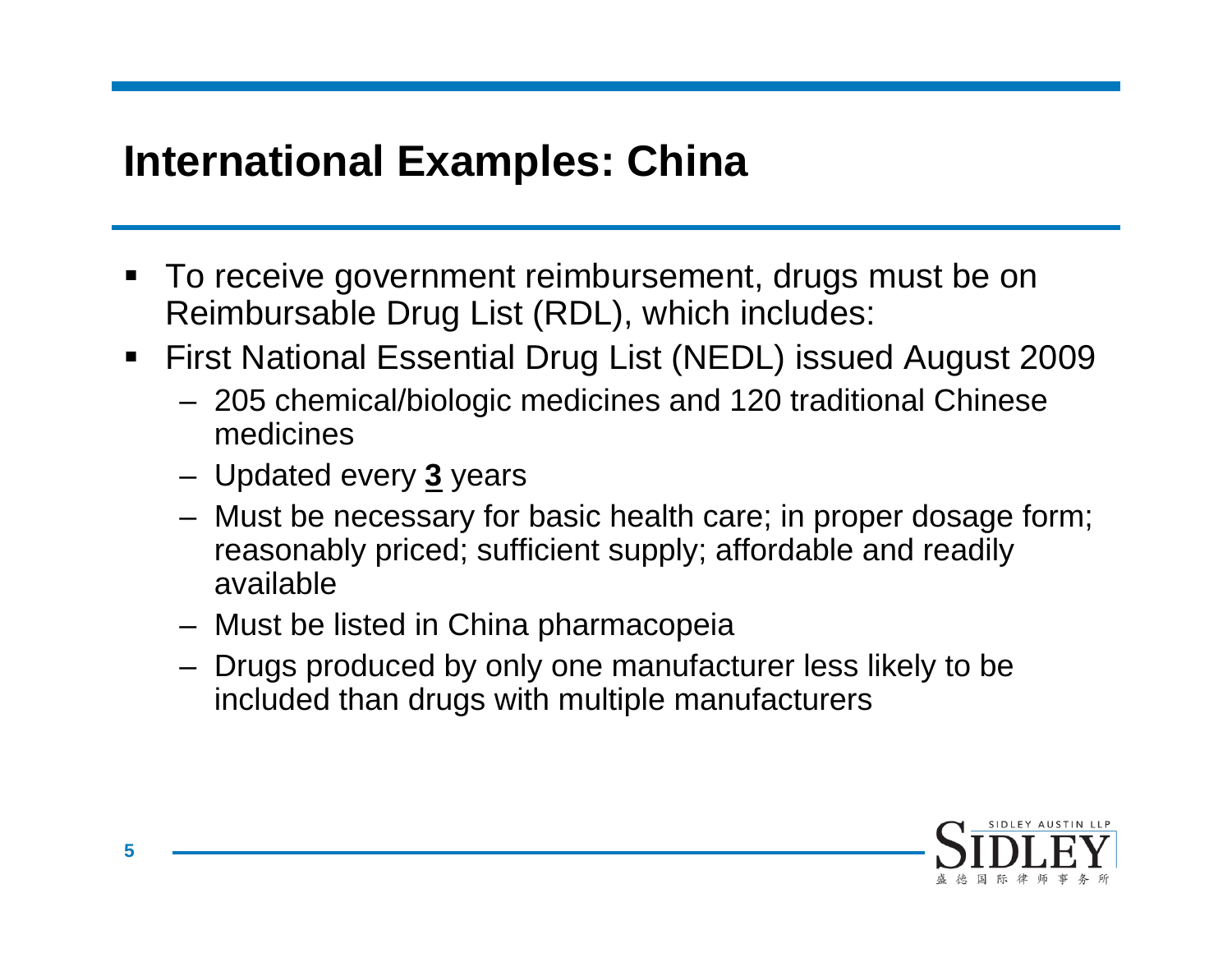# International Examples: China

- To receive government reimbursement, drugs must be on Reimbursable Drug List (RDL), which includes:
- First National Essential Drug List (NEDL) issued August 2009
  - 205 chemical/biologic medicines and 120 traditional Chinese medicines
  - Updated every **3** years
  - Must be necessary for basic health care; in proper dosage form; reasonably priced; sufficient supply; affordable and readily available
  - Must be listed in China pharmacopeia
  - Drugs produced by only one manufacturer less likely to be included than drugs with multiple manufacturers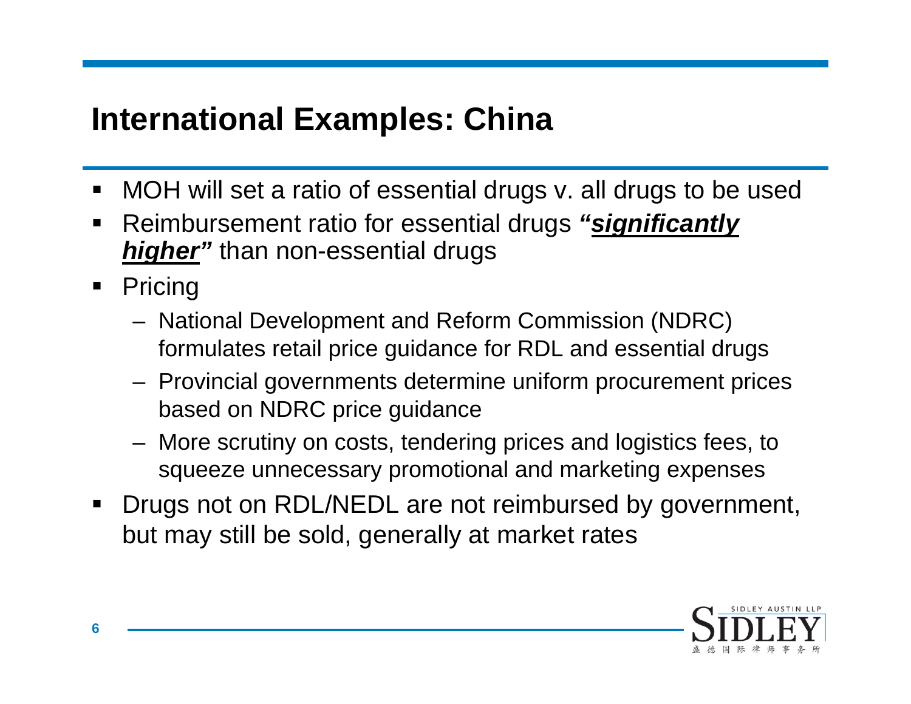# International Examples: China

- MOH will set a ratio of essential drugs v. all drugs to be used
- Reimbursement ratio for essential drugs ***"<u>significantly higher</u>"*** than non-essential drugs
- Pricing
  - National Development and Reform Commission (NDRC) formulates retail price guidance for RDL and essential drugs
  - Provincial governments determine uniform procurement prices based on NDRC price guidance
  - More scrutiny on costs, tendering prices and logistics fees, to squeeze unnecessary promotional and marketing expenses
- Drugs not on RDL/NEDL are not reimbursed by government, but may still be sold, generally at market rates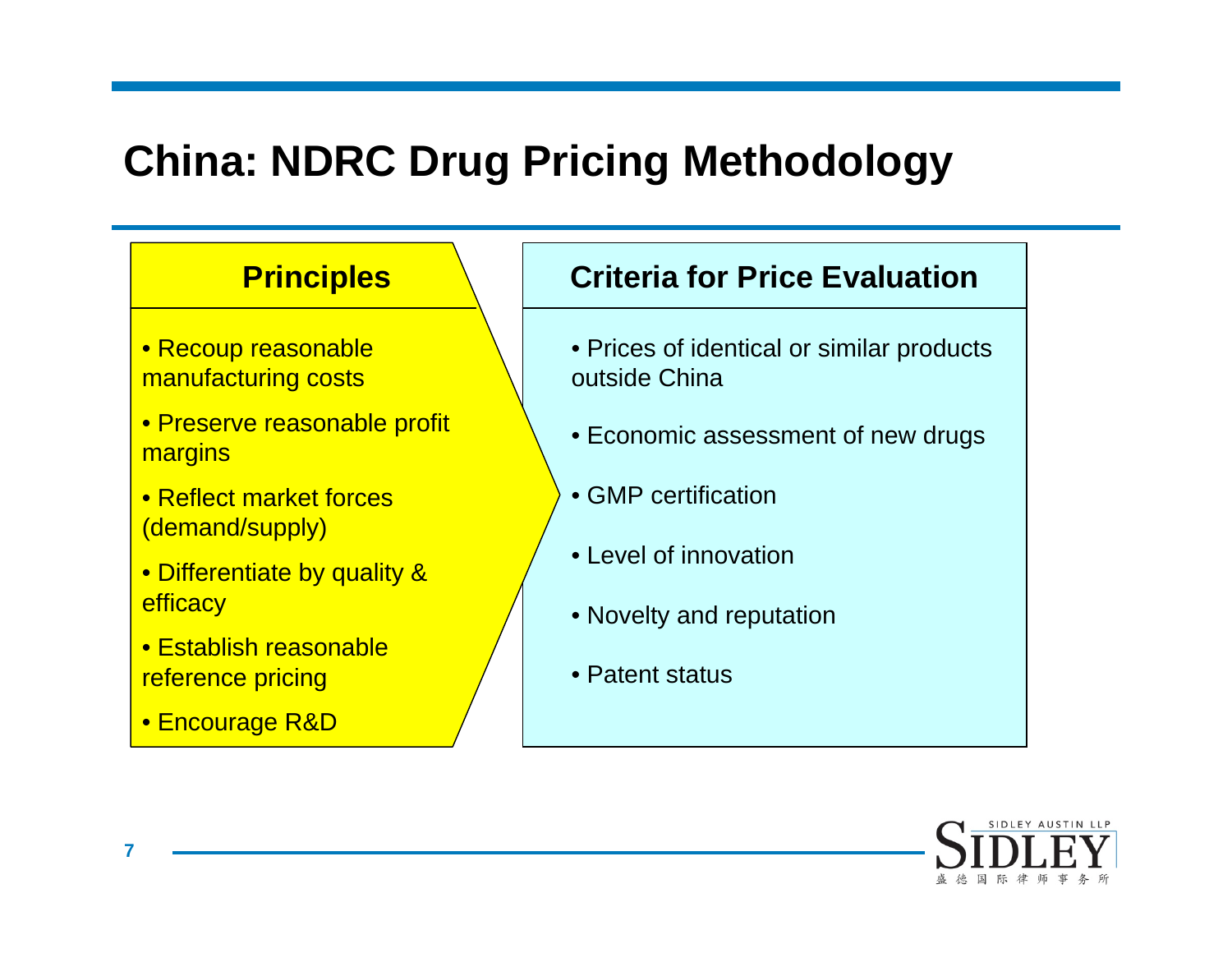# China: NDRC Drug Pricing Methodology

## Principles

- Recoup reasonable manufacturing costs
- Preserve reasonable profit margins
- Reflect market forces (demand/supply)
- Differentiate by quality & efficacy
- Establish reasonable reference pricing
- Encourage R&D

## Criteria for Price Evaluation

- Prices of identical or similar products outside China
- Economic assessment of new drugs
- GMP certification
- Level of innovation
- Novelty and reputation
- Patent status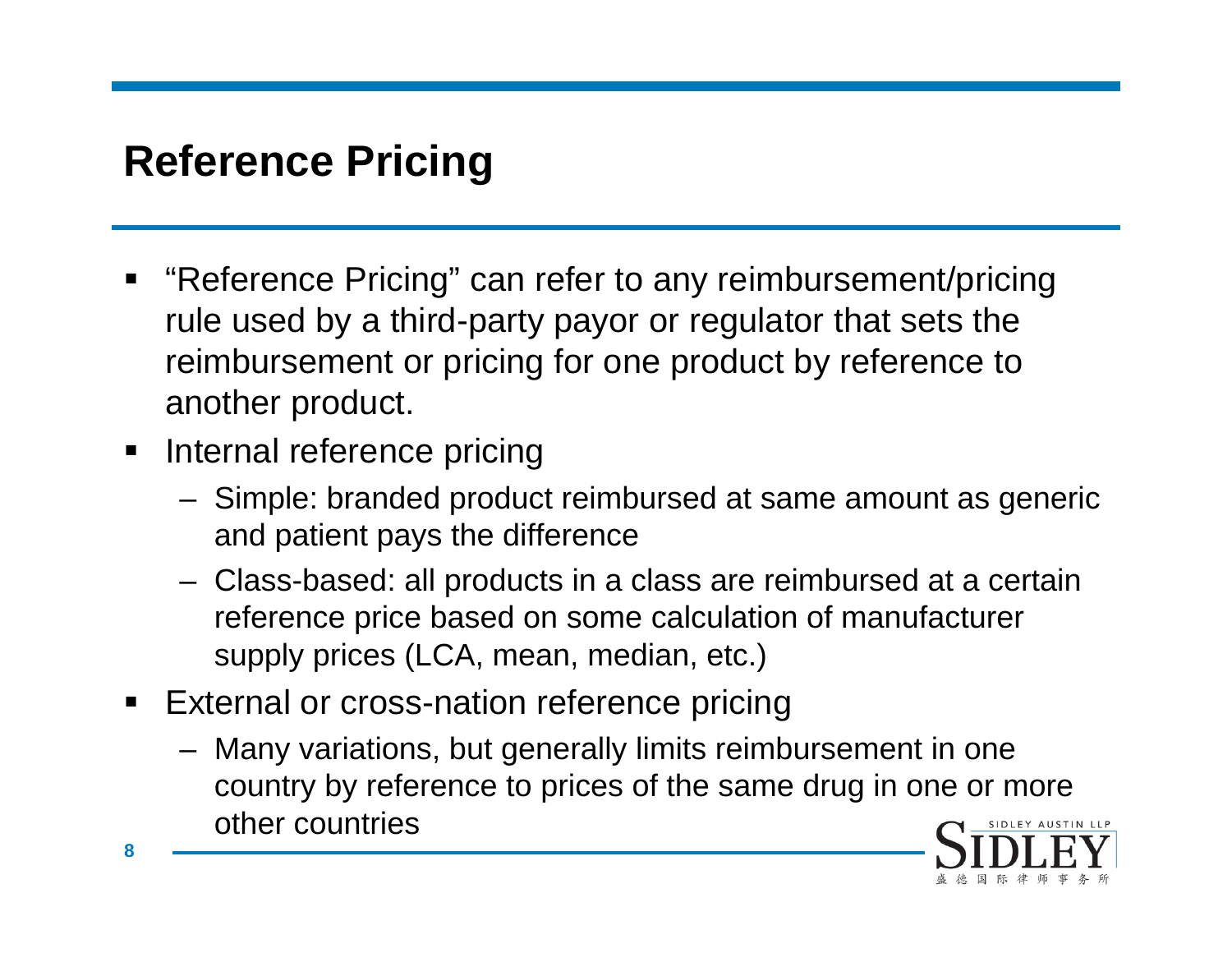# Reference Pricing

- "Reference Pricing" can refer to any reimbursement/pricing rule used by a third-party payor or regulator that sets the reimbursement or pricing for one product by reference to another product.
- Internal reference pricing
  - Simple: branded product reimbursed at same amount as generic and patient pays the difference
  - Class-based: all products in a class are reimbursed at a certain reference price based on some calculation of manufacturer supply prices (LCA, mean, median, etc.)
- External or cross-nation reference pricing
  - Many variations, but generally limits reimbursement in one country by reference to prices of the same drug in one or more other countries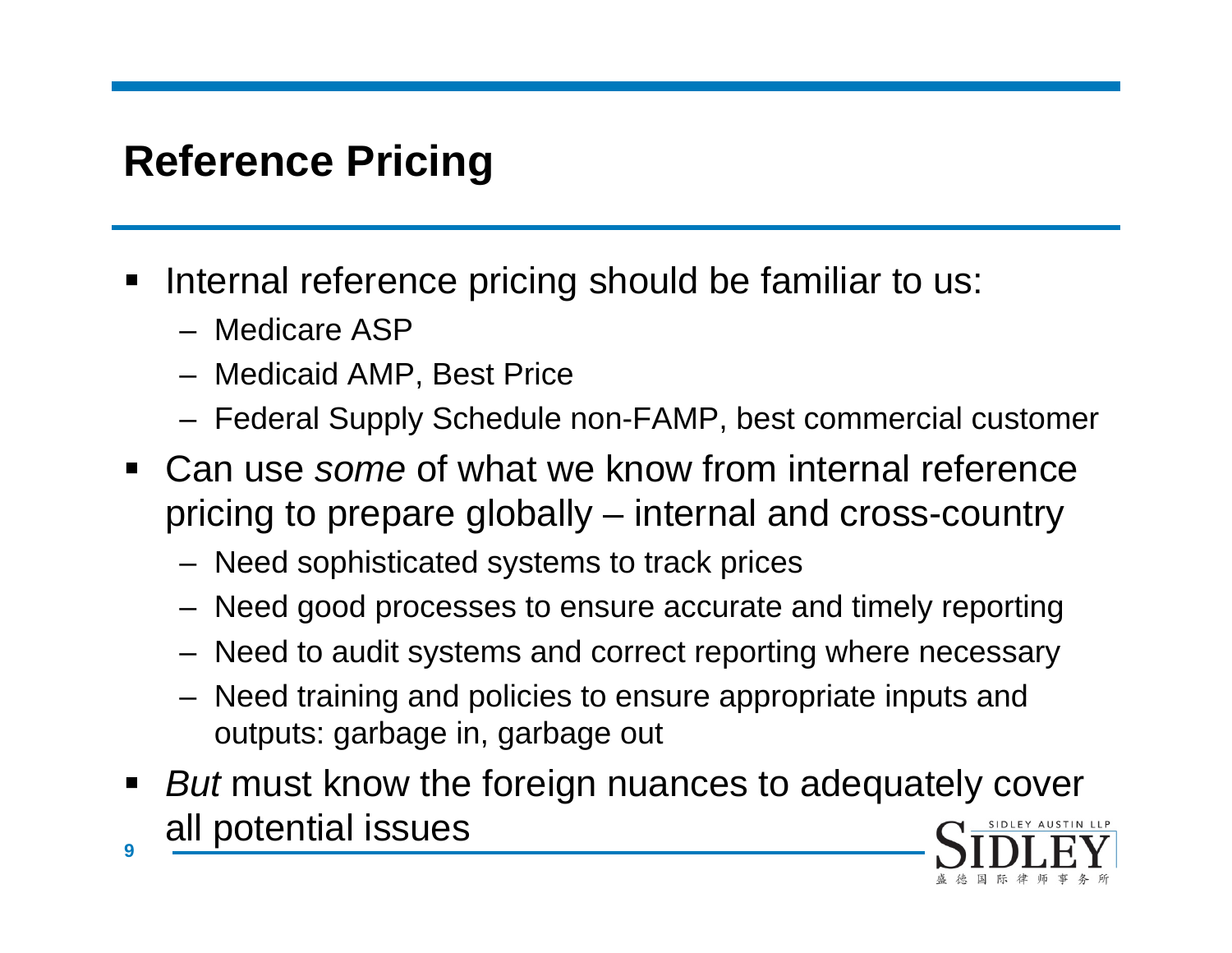# Reference Pricing

- Internal reference pricing should be familiar to us:
  - Medicare ASP
  - Medicaid AMP, Best Price
  - Federal Supply Schedule non-FAMP, best commercial customer
- Can use *some* of what we know from internal reference pricing to prepare globally – internal and cross-country
  - Need sophisticated systems to track prices
  - Need good processes to ensure accurate and timely reporting
  - Need to audit systems and correct reporting where necessary
  - Need training and policies to ensure appropriate inputs and outputs: garbage in, garbage out
- *But* must know the foreign nuances to adequately cover all potential issues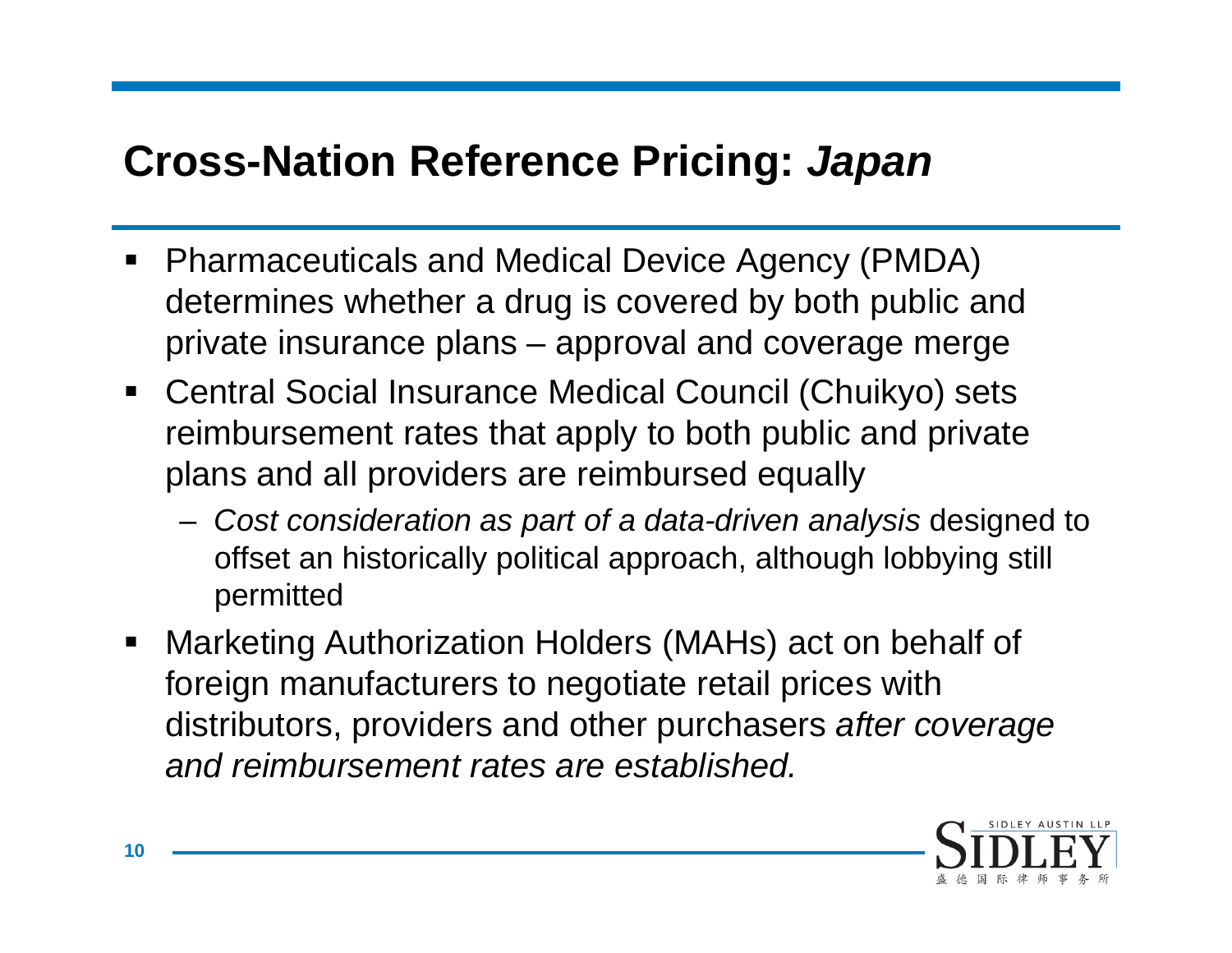# Cross-Nation Reference Pricing: *Japan*

- Pharmaceuticals and Medical Device Agency (PMDA) determines whether a drug is covered by both public and private insurance plans – approval and coverage merge
- Central Social Insurance Medical Council (Chuikyo) sets reimbursement rates that apply to both public and private plans and all providers are reimbursed equally
  - *Cost consideration as part of a data-driven analysis* designed to offset an historically political approach, although lobbying still permitted
- Marketing Authorization Holders (MAHs) act on behalf of foreign manufacturers to negotiate retail prices with distributors, providers and other purchasers *after coverage and reimbursement rates are established.*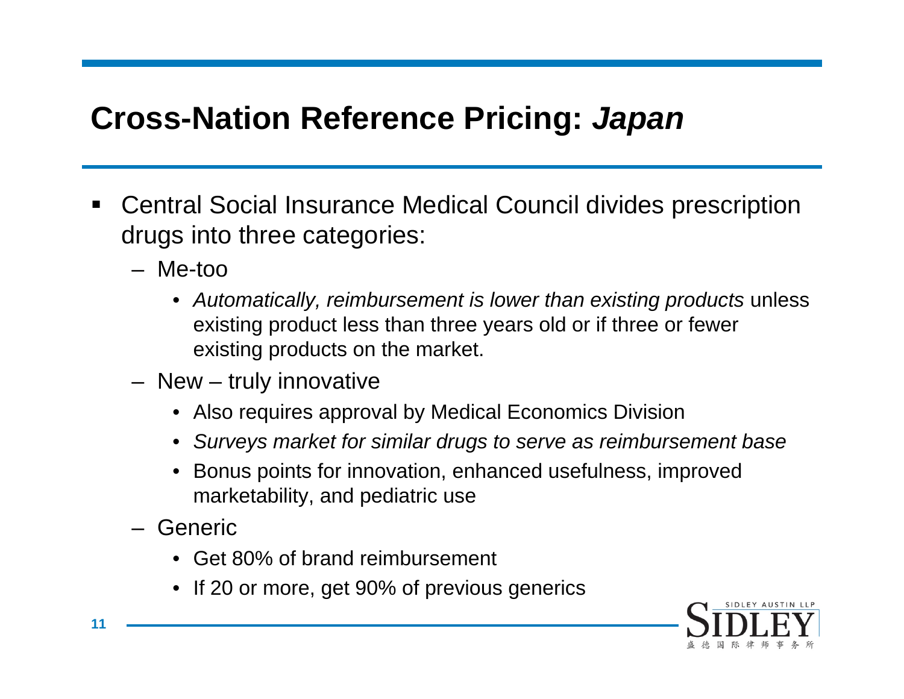# Cross-Nation Reference Pricing: *Japan*

- Central Social Insurance Medical Council divides prescription drugs into three categories:
  - Me-too
    - *Automatically, reimbursement is lower than existing products* unless existing product less than three years old or if three or fewer existing products on the market.
  - New – truly innovative
    - Also requires approval by Medical Economics Division
    - *Surveys market for similar drugs to serve as reimbursement base*
    - Bonus points for innovation, enhanced usefulness, improved marketability, and pediatric use
  - Generic
    - Get 80% of brand reimbursement
    - If 20 or more, get 90% of previous generics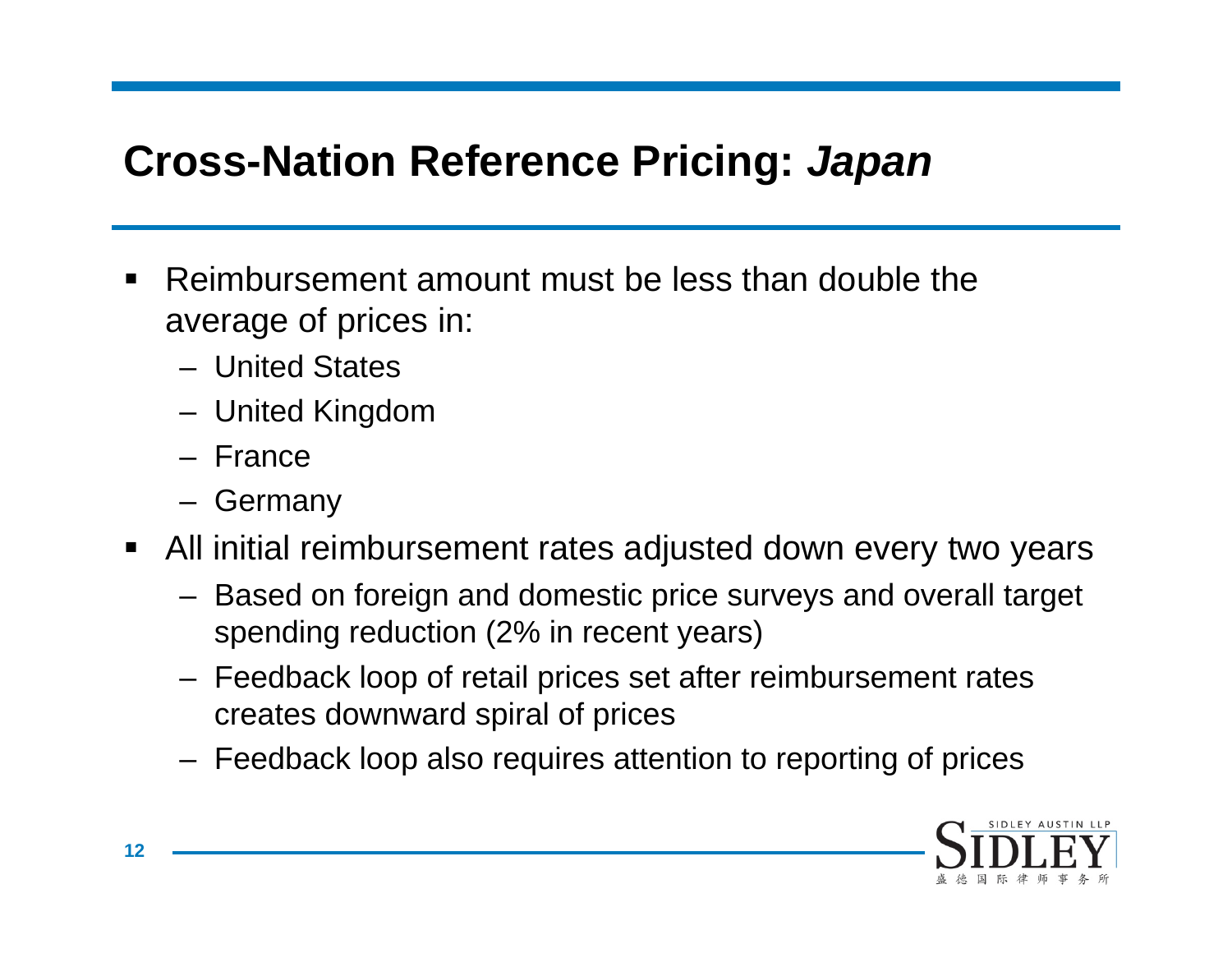# Cross-Nation Reference Pricing: *Japan*

- Reimbursement amount must be less than double the average of prices in:
  - United States
  - United Kingdom
  - France
  - Germany
- All initial reimbursement rates adjusted down every two years
  - Based on foreign and domestic price surveys and overall target spending reduction (2% in recent years)
  - Feedback loop of retail prices set after reimbursement rates creates downward spiral of prices
  - Feedback loop also requires attention to reporting of prices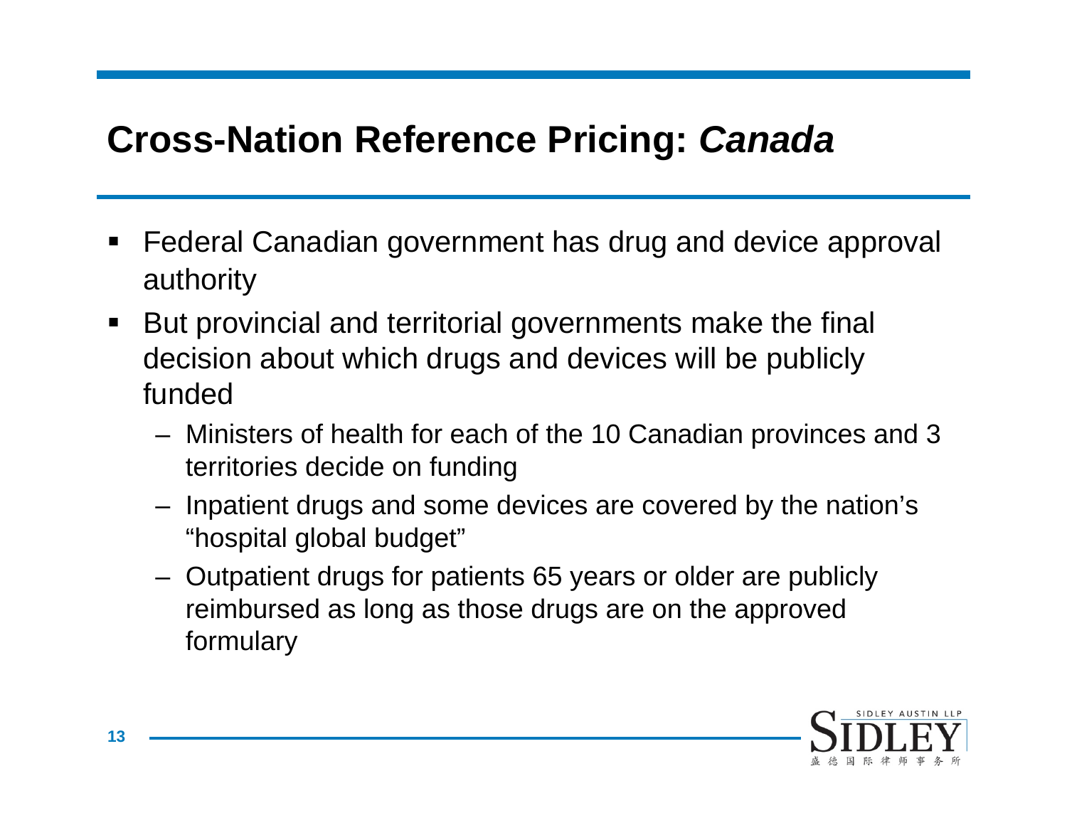# Cross-Nation Reference Pricing: *Canada*

- Federal Canadian government has drug and device approval authority
- But provincial and territorial governments make the final decision about which drugs and devices will be publicly funded
  - Ministers of health for each of the 10 Canadian provinces and 3 territories decide on funding
  - Inpatient drugs and some devices are covered by the nation's "hospital global budget"
  - Outpatient drugs for patients 65 years or older are publicly reimbursed as long as those drugs are on the approved formulary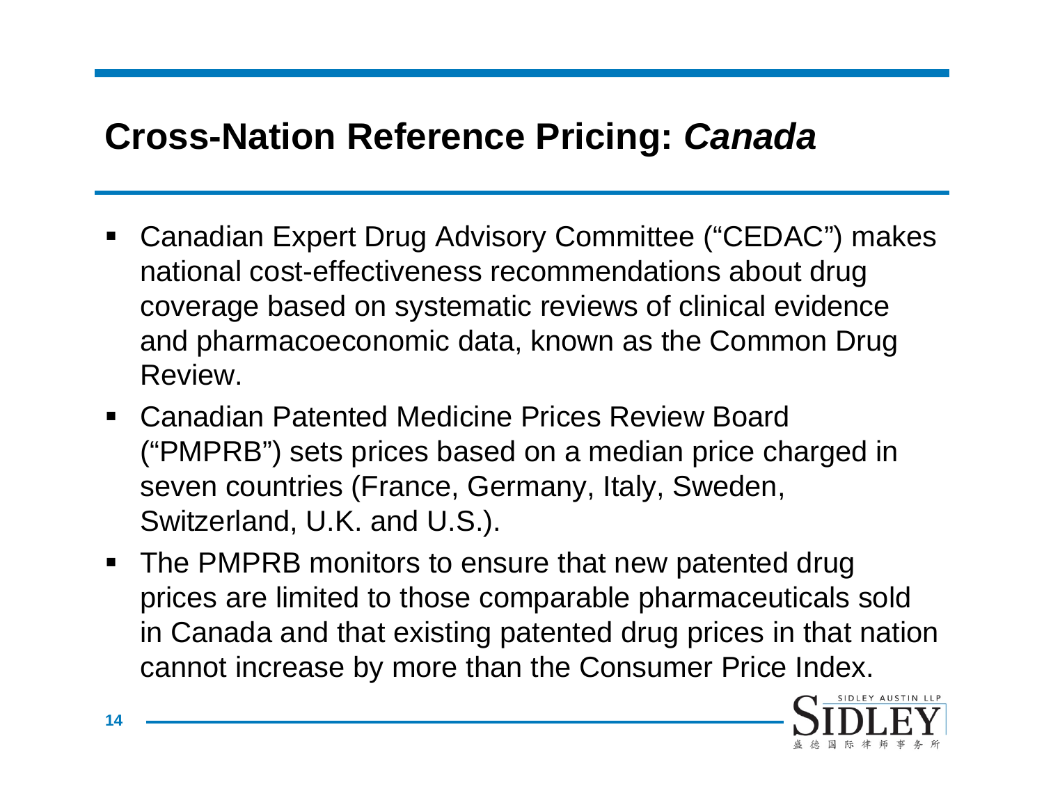# Cross-Nation Reference Pricing: *Canada*

- Canadian Expert Drug Advisory Committee ("CEDAC") makes national cost-effectiveness recommendations about drug coverage based on systematic reviews of clinical evidence and pharmacoeconomic data, known as the Common Drug Review.
- Canadian Patented Medicine Prices Review Board ("PMPRB") sets prices based on a median price charged in seven countries (France, Germany, Italy, Sweden, Switzerland, U.K. and U.S.).
- The PMPRB monitors to ensure that new patented drug prices are limited to those comparable pharmaceuticals sold in Canada and that existing patented drug prices in that nation cannot increase by more than the Consumer Price Index.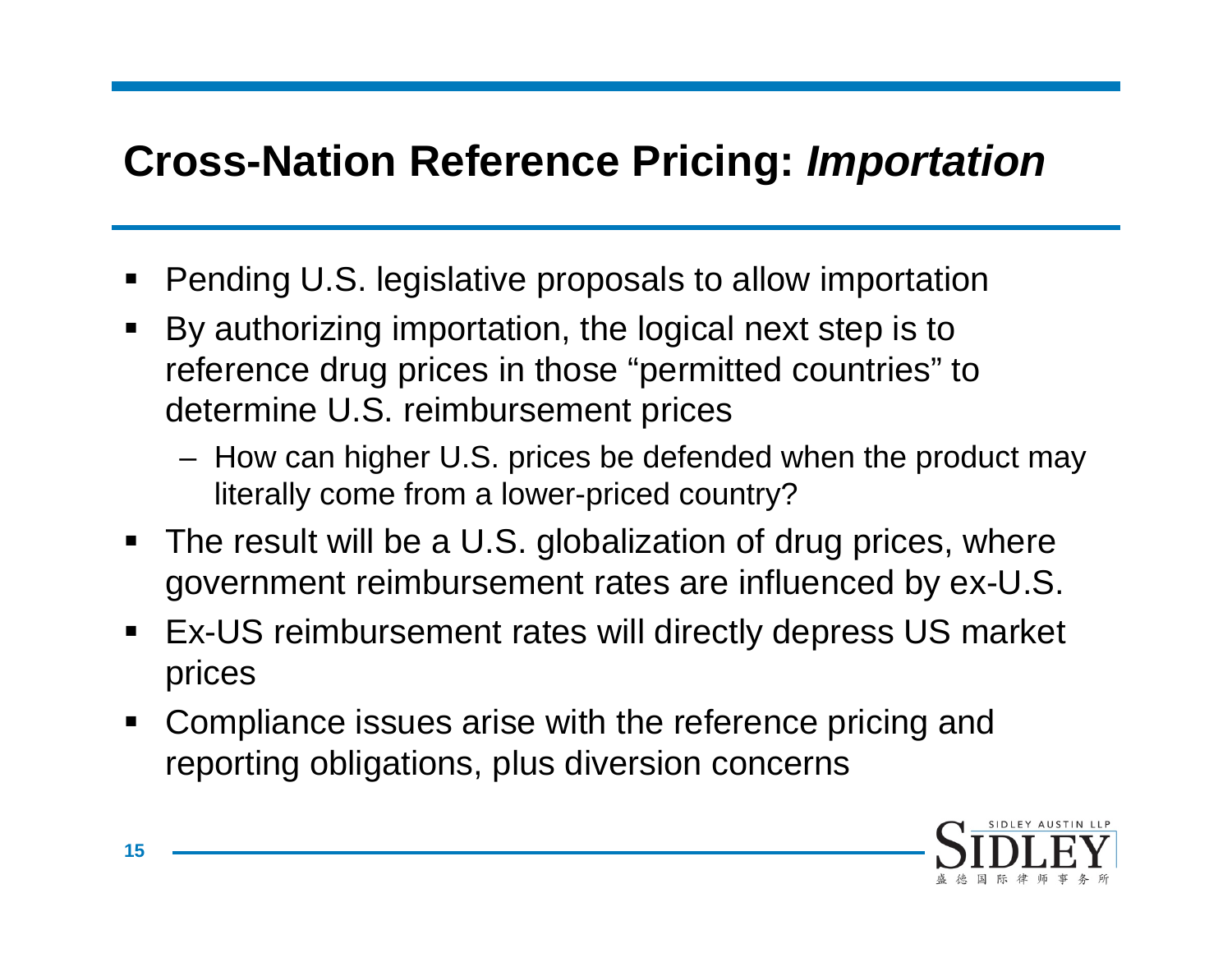# Cross-Nation Reference Pricing: *Importation*

- Pending U.S. legislative proposals to allow importation
- By authorizing importation, the logical next step is to reference drug prices in those "permitted countries" to determine U.S. reimbursement prices
  - How can higher U.S. prices be defended when the product may literally come from a lower-priced country?
- The result will be a U.S. globalization of drug prices, where government reimbursement rates are influenced by ex-U.S.
- Ex-US reimbursement rates will directly depress US market prices
- Compliance issues arise with the reference pricing and reporting obligations, plus diversion concerns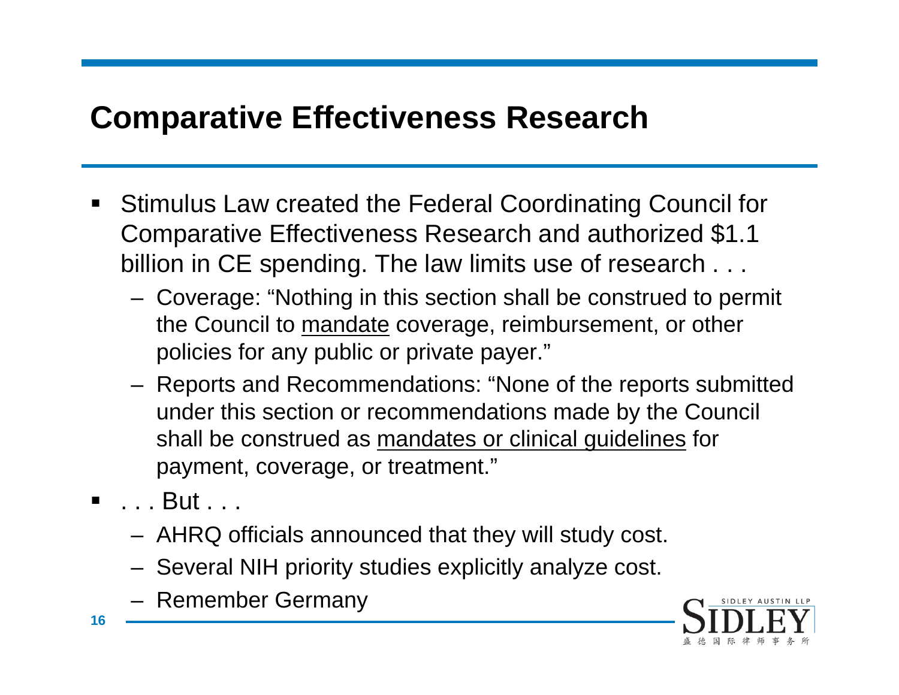# Comparative Effectiveness Research

- Stimulus Law created the Federal Coordinating Council for Comparative Effectiveness Research and authorized $1.1 billion in CE spending. The law limits use of research . . .
  - Coverage: "Nothing in this section shall be construed to permit the Council to <u>mandate</u> coverage, reimbursement, or other policies for any public or private payer."
  - Reports and Recommendations: "None of the reports submitted under this section or recommendations made by the Council shall be construed as <u>mandates or clinical guidelines</u> for payment, coverage, or treatment."
- . . . But . . .
  - AHRQ officials announced that they will study cost.
  - Several NIH priority studies explicitly analyze cost.
  - Remember Germany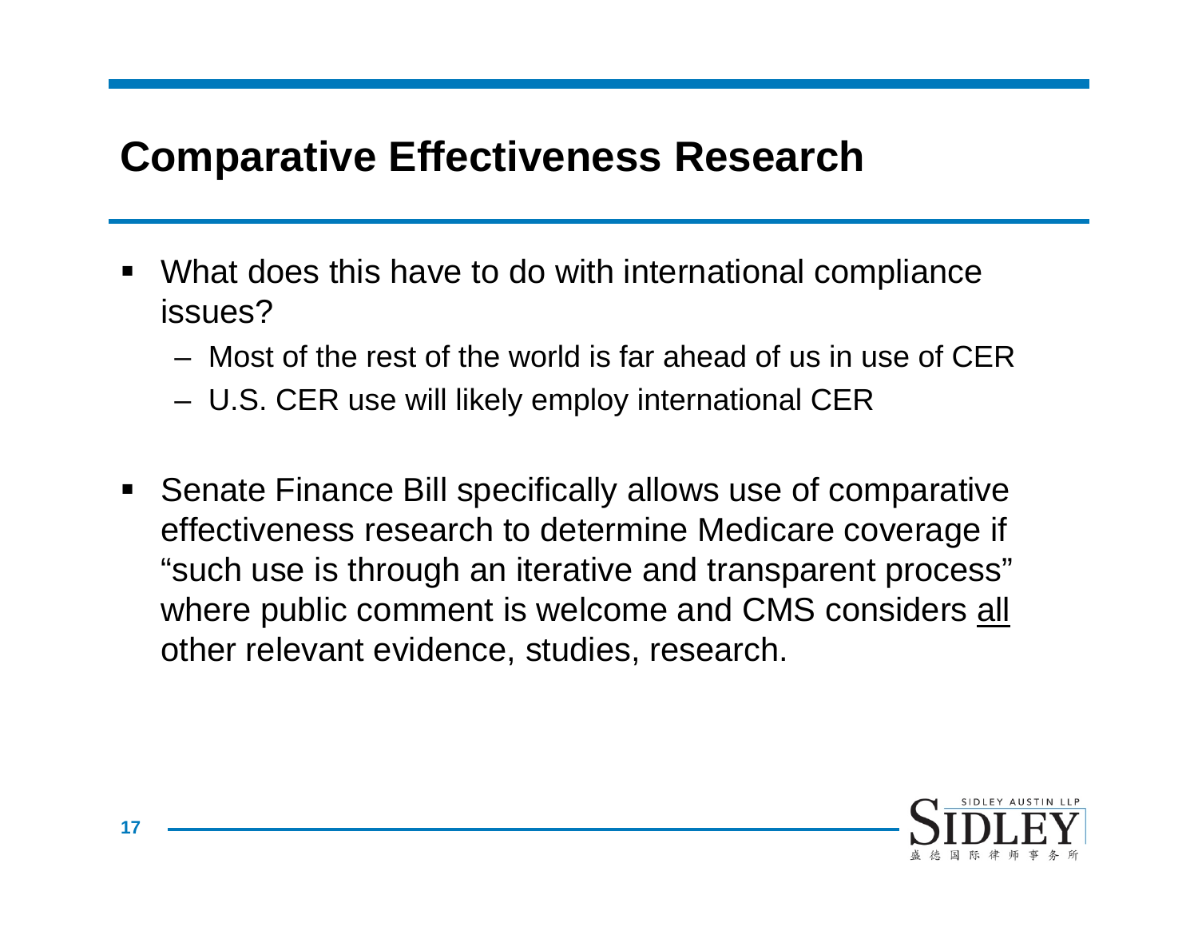# Comparative Effectiveness Research

- What does this have to do with international compliance issues?
  - Most of the rest of the world is far ahead of us in use of CER
  - U.S. CER use will likely employ international CER
- Senate Finance Bill specifically allows use of comparative effectiveness research to determine Medicare coverage if "such use is through an iterative and transparent process" where public comment is welcome and CMS considers <u>all</u> other relevant evidence, studies, research.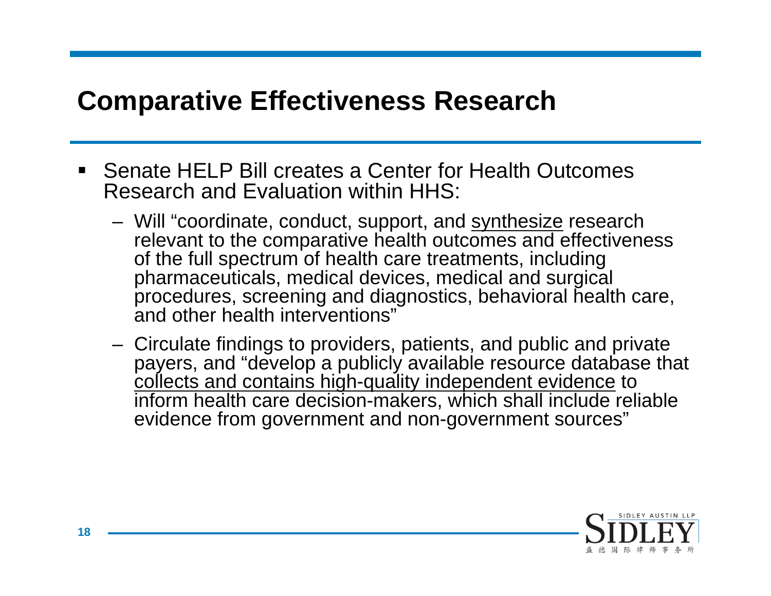# Comparative Effectiveness Research

- Senate HELP Bill creates a Center for Health Outcomes Research and Evaluation within HHS:
  - Will "coordinate, conduct, support, and <u>synthesize</u> research relevant to the comparative health outcomes and effectiveness of the full spectrum of health care treatments, including pharmaceuticals, medical devices, medical and surgical procedures, screening and diagnostics, behavioral health care, and other health interventions"
  - Circulate findings to providers, patients, and public and private payers, and "develop a publicly available resource database that <u>collects and contains high-quality independent evidence</u> to inform health care decision-makers, which shall include reliable evidence from government and non-government sources"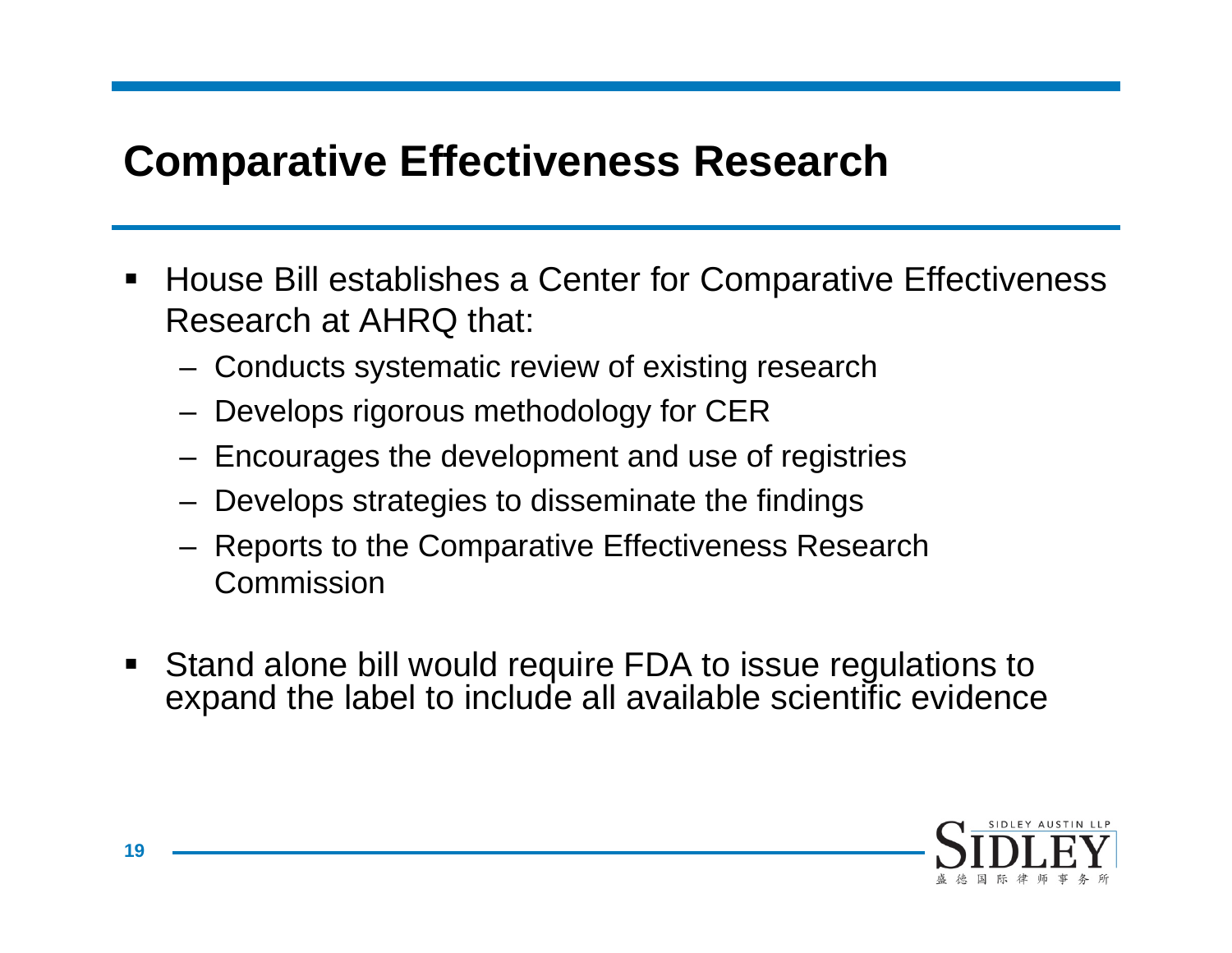# Comparative Effectiveness Research

- House Bill establishes a Center for Comparative Effectiveness Research at AHRQ that:
  - Conducts systematic review of existing research
  - Develops rigorous methodology for CER
  - Encourages the development and use of registries
  - Develops strategies to disseminate the findings
  - Reports to the Comparative Effectiveness Research Commission
- Stand alone bill would require FDA to issue regulations to expand the label to include all available scientific evidence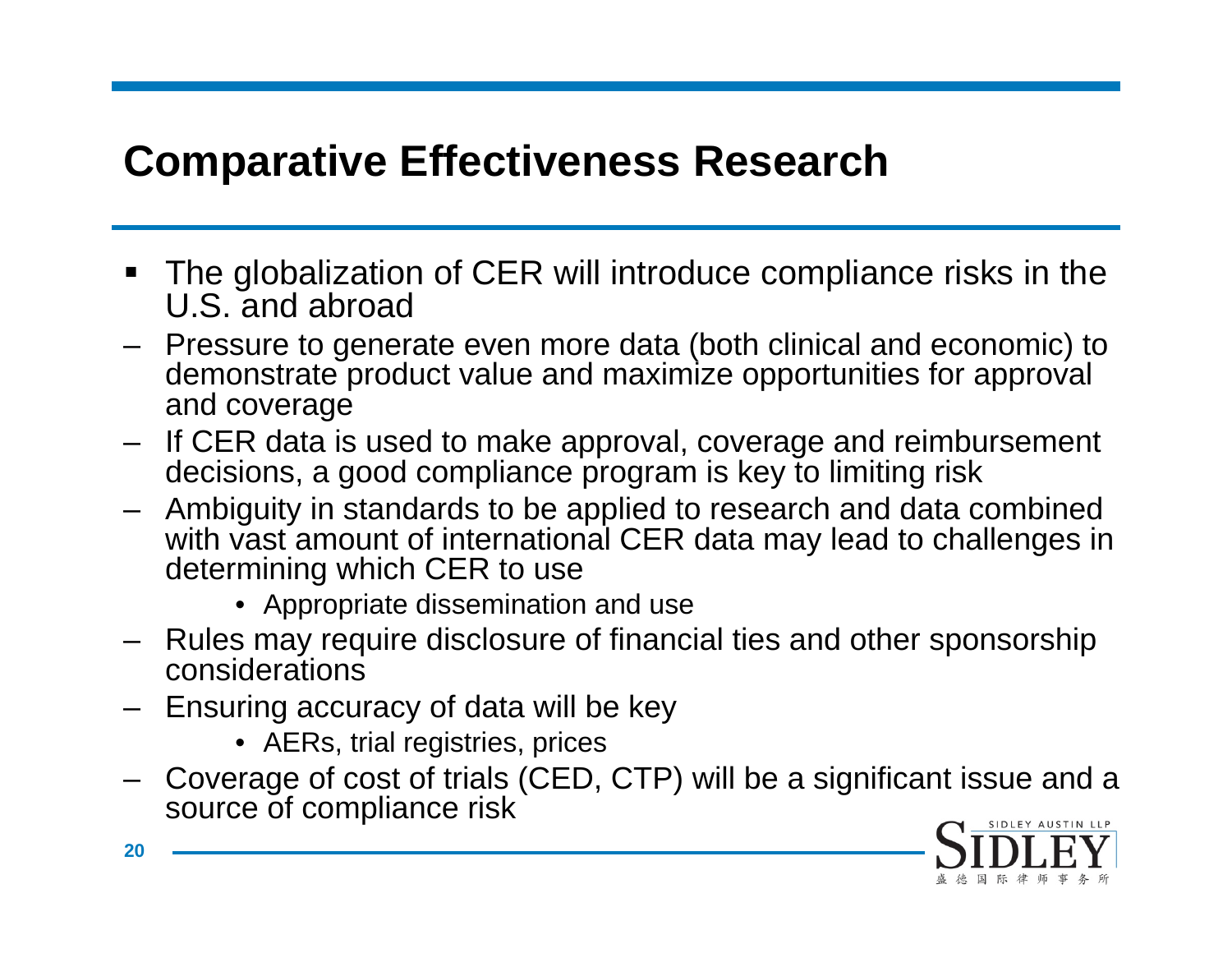# Comparative Effectiveness Research

- The globalization of CER will introduce compliance risks in the U.S. and abroad
  - Pressure to generate even more data (both clinical and economic) to demonstrate product value and maximize opportunities for approval and coverage
  - If CER data is used to make approval, coverage and reimbursement decisions, a good compliance program is key to limiting risk
  - Ambiguity in standards to be applied to research and data combined with vast amount of international CER data may lead to challenges in determining which CER to use
    - Appropriate dissemination and use
  - Rules may require disclosure of financial ties and other sponsorship considerations
  - Ensuring accuracy of data will be key
    - AERs, trial registries, prices
  - Coverage of cost of trials (CED, CTP) will be a significant issue and a source of compliance risk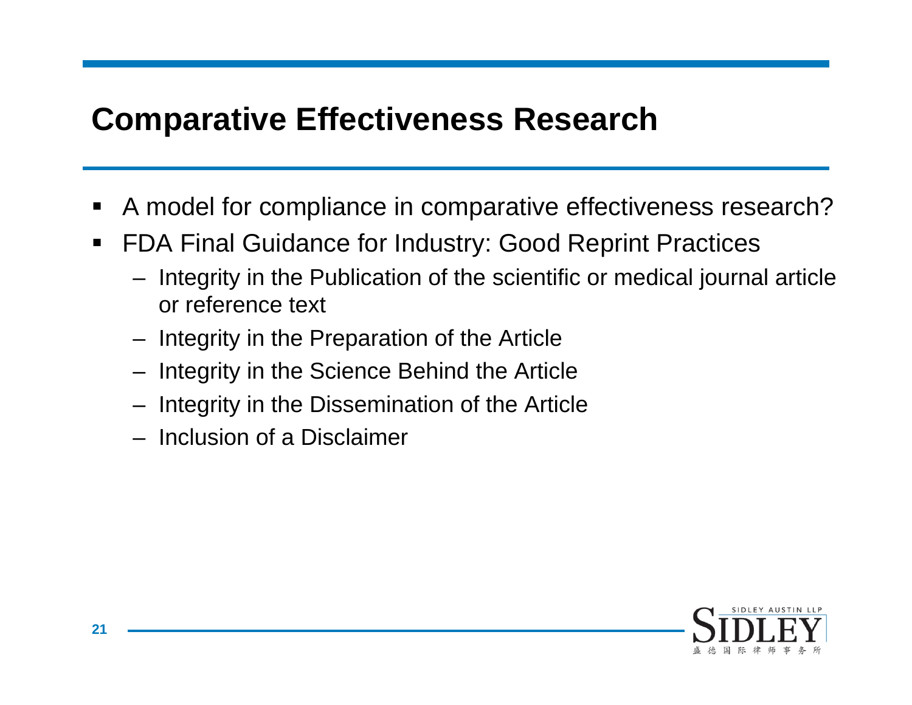# Comparative Effectiveness Research

- A model for compliance in comparative effectiveness research?
- FDA Final Guidance for Industry: Good Reprint Practices
  - Integrity in the Publication of the scientific or medical journal article or reference text
  - Integrity in the Preparation of the Article
  - Integrity in the Science Behind the Article
  - Integrity in the Dissemination of the Article
  - Inclusion of a Disclaimer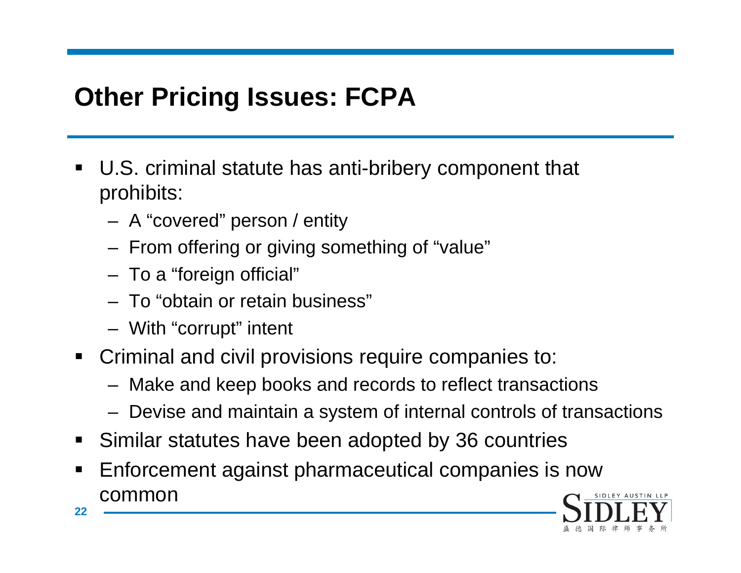# Other Pricing Issues: FCPA

- U.S. criminal statute has anti-bribery component that prohibits:
  - A “covered” person / entity
  - From offering or giving something of “value”
  - To a “foreign official”
  - To “obtain or retain business”
  - With “corrupt” intent
- Criminal and civil provisions require companies to:
  - Make and keep books and records to reflect transactions
  - Devise and maintain a system of internal controls of transactions
- Similar statutes have been adopted by 36 countries
- Enforcement against pharmaceutical companies is now common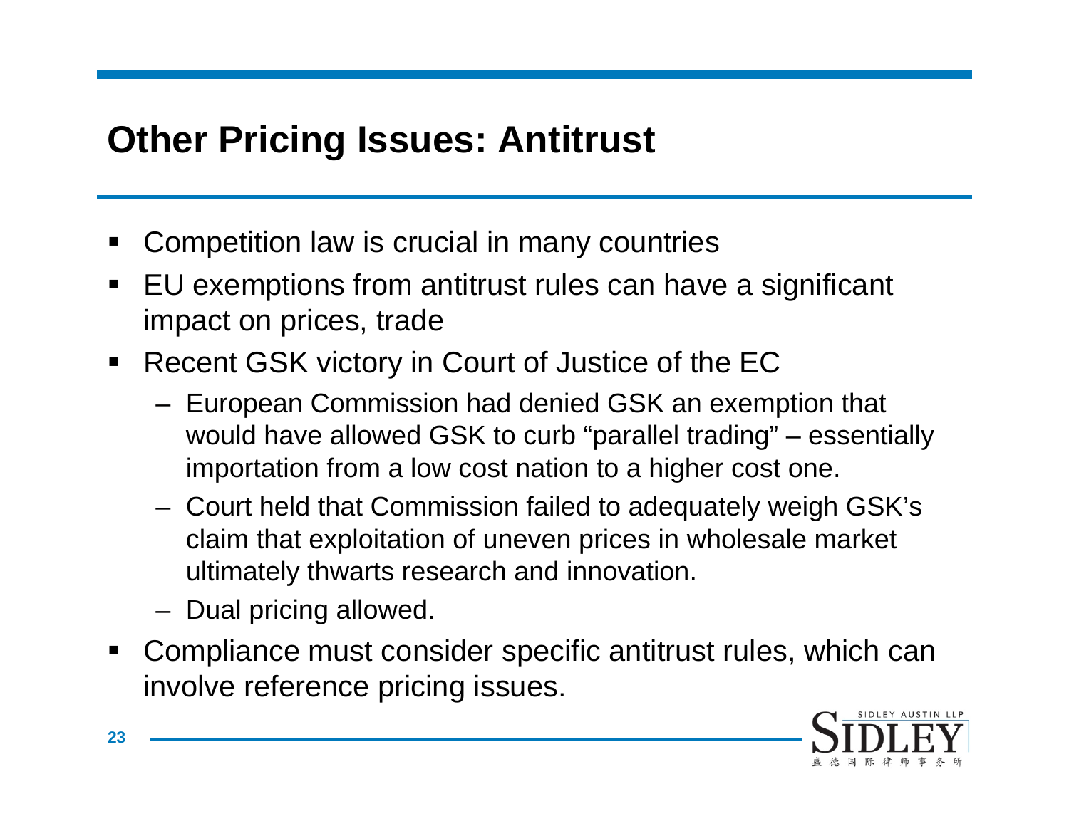# Other Pricing Issues: Antitrust

- Competition law is crucial in many countries
- EU exemptions from antitrust rules can have a significant impact on prices, trade
- Recent GSK victory in Court of Justice of the EC
  - European Commission had denied GSK an exemption that would have allowed GSK to curb "parallel trading" – essentially importation from a low cost nation to a higher cost one.
  - Court held that Commission failed to adequately weigh GSK's claim that exploitation of uneven prices in wholesale market ultimately thwarts research and innovation.
  - Dual pricing allowed.
- Compliance must consider specific antitrust rules, which can involve reference pricing issues.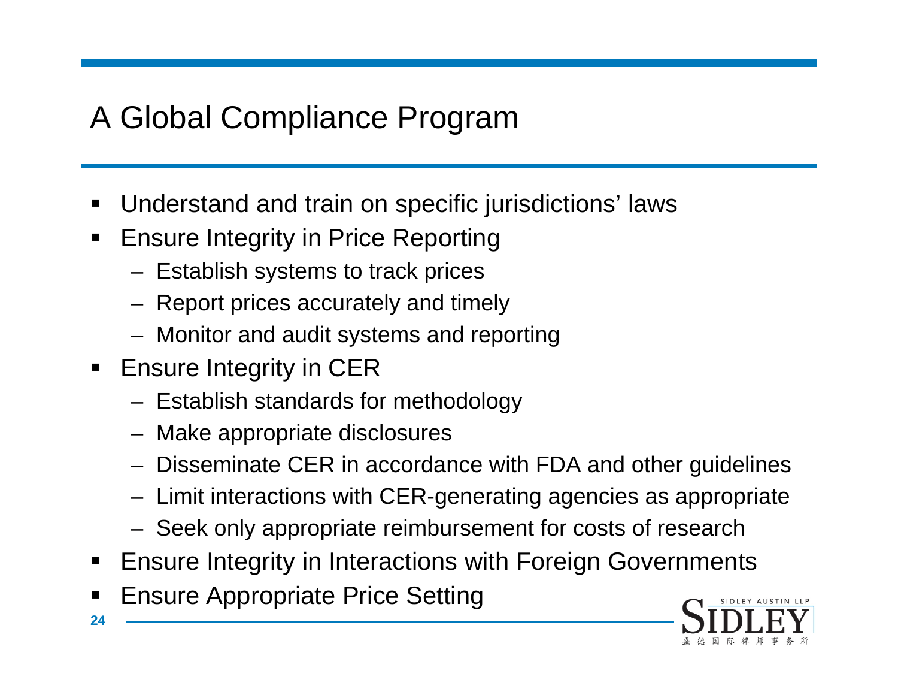# A Global Compliance Program

- Understand and train on specific jurisdictions' laws
- Ensure Integrity in Price Reporting
  - Establish systems to track prices
  - Report prices accurately and timely
  - Monitor and audit systems and reporting
- Ensure Integrity in CER
  - Establish standards for methodology
  - Make appropriate disclosures
  - Disseminate CER in accordance with FDA and other guidelines
  - Limit interactions with CER-generating agencies as appropriate
  - Seek only appropriate reimbursement for costs of research
- Ensure Integrity in Interactions with Foreign Governments
- Ensure Appropriate Price Setting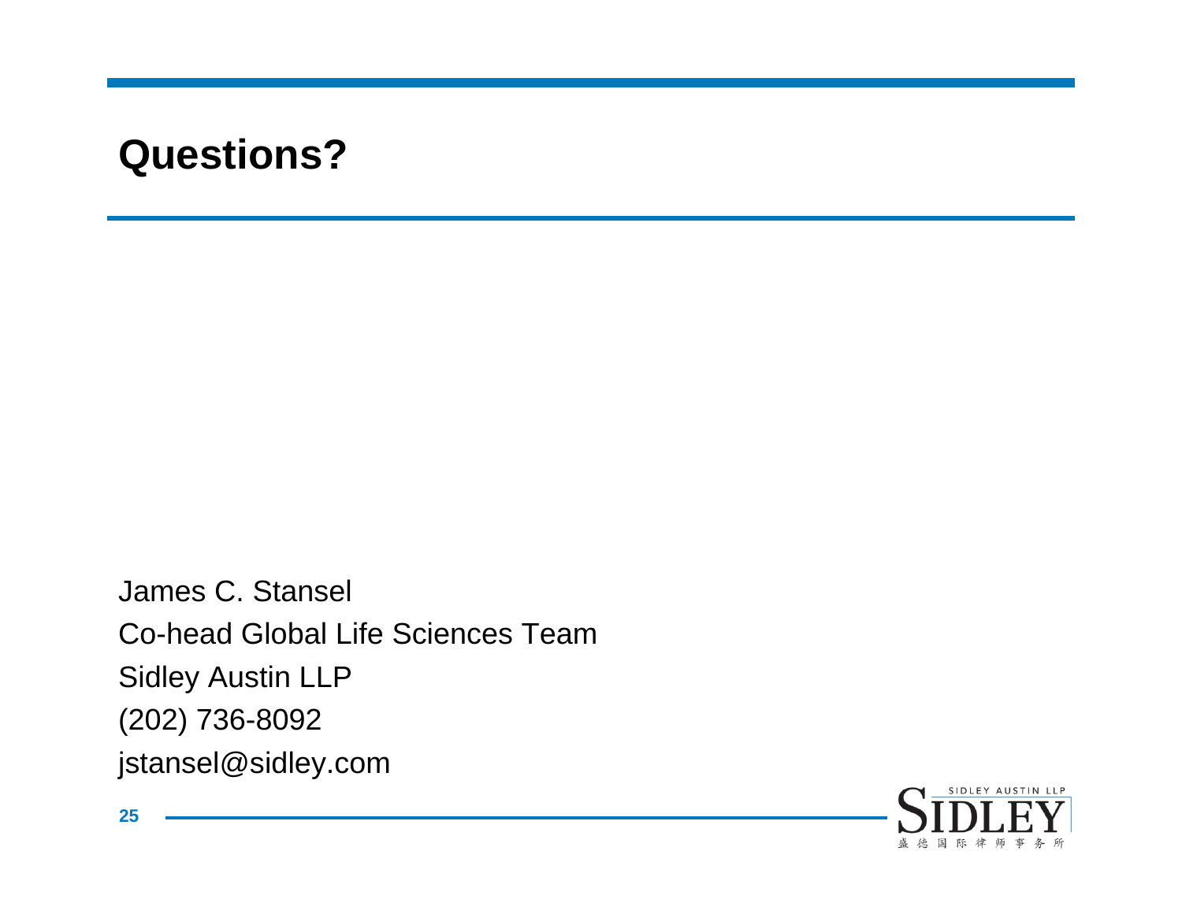# Questions?

James C. Stansel

Co-head Global Life Sciences Team

Sidley Austin LLP

(202) 736-8092

jstansel@sidley.com